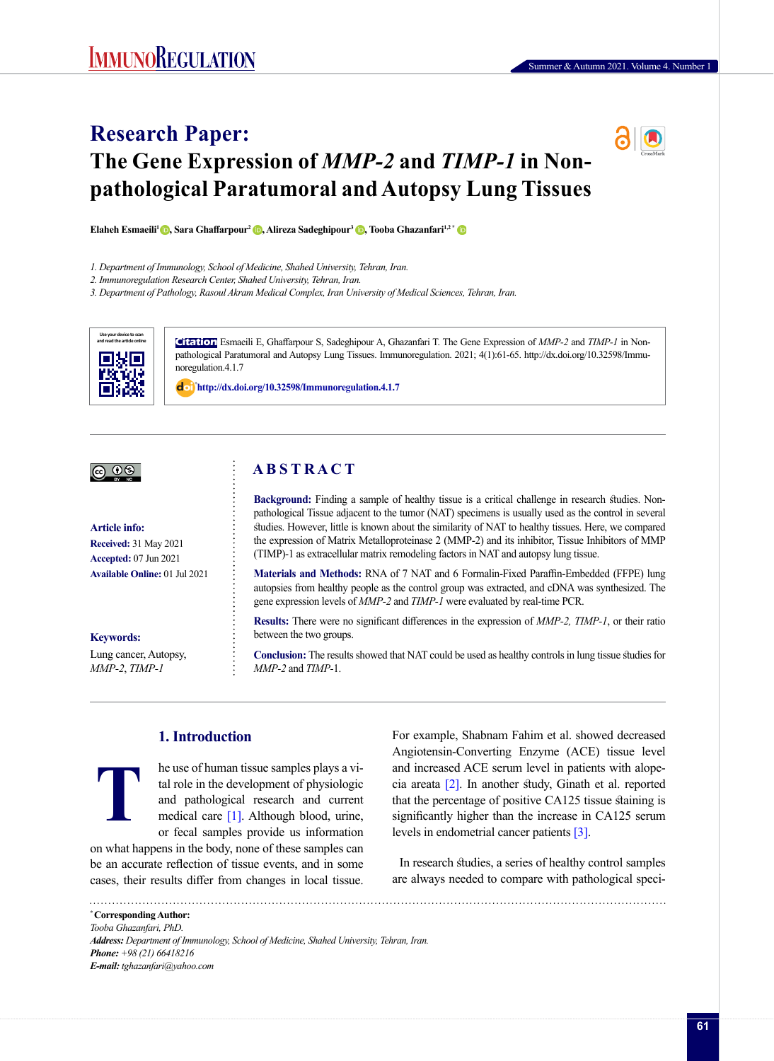# Research Paper:
# The Gene Expression of *MMP-2* and *TIMP-1* in Non-pathological Paratumoral and Autopsy Lung Tissues

**Elaheh Esmaeili[1], Sara Ghaffarpour[2], Alireza Sadeghipour[3], Tooba Ghazanfari[1,2*]**

*1. Department of Immunology, School of Medicine, Shahed University, Tehran, Iran.*
*2. Immunoregulation Research Center, Shahed University, Tehran, Iran.*
*3. Department of Pathology, Rasoul Akram Medical Complex, Iran University of Medical Sciences, Tehran, Iran.*

Use your device to scan and read the article online

**Citation** Esmaeili E, Ghaffarpour S, Sadeghipour A, Ghazanfari T. The Gene Expression of *MMP-2* and *TIMP-1* in Non-pathological Paratumoral and Autopsy Lung Tissues. Immunoregulation. 2021; 4(1):61-65. http://dx.doi.org/10.32598/Immunoregulation.4.1.7

**doi** http://dx.doi.org/10.32598/Immunoregulation.4.1.7

**Article info:**
**Received:** 31 May 2021
**Accepted:** 07 Jun 2021
**Available Online:** 01 Jul 2021

**Keywords:**
Lung cancer, Autopsy, *MMP-2*, *TIMP-1*

## ABSTRACT

**Background:** Finding a sample of healthy tissue is a critical challenge in research studies. Non-pathological Tissue adjacent to the tumor (NAT) specimens is usually used as the control in several studies. However, little is known about the similarity of NAT to healthy tissues. Here, we compared the expression of Matrix Metalloproteinase 2 (MMP-2) and its inhibitor, Tissue Inhibitors of MMP (TIMP)-1 as extracellular matrix remodeling factors in NAT and autopsy lung tissue.

**Materials and Methods:** RNA of 7 NAT and 6 Formalin-Fixed Paraffin-Embedded (FFPE) lung autopsies from healthy people as the control group was extracted, and cDNA was synthesized. The gene expression levels of *MMP-2* and *TIMP-1* were evaluated by real-time PCR.

**Results:** There were no significant differences in the expression of *MMP-2, TIMP-1*, or their ratio between the two groups.

**Conclusion:** The results showed that NAT could be used as healthy controls in lung tissue studies for *MMP-2* and *TIMP-1*.

## 1. Introduction

The use of human tissue samples plays a vital role in the development of physiologic and pathological research and current medical care [1]. Although blood, urine, or fecal samples provide us information on what happens in the body, none of these samples can be an accurate reflection of tissue events, and in some cases, their results differ from changes in local tissue. For example, Shabnam Fahim et al. showed decreased Angiotensin-Converting Enzyme (ACE) tissue level and increased ACE serum level in patients with alopecia areata [2]. In another study, Ginath et al. reported that the percentage of positive CA125 tissue staining is significantly higher than the increase in CA125 serum levels in endometrial cancer patients [3].

In research studies, a series of healthy control samples are always needed to compare with pathological speci-

* **Corresponding Author:**
*Tooba Ghazanfari, PhD.*
***Address:** Department of Immunology, School of Medicine, Shahed University, Tehran, Iran.*
***Phone:** +98 (21) 66418216*
***E-mail:** tghazanfari@yahoo.com*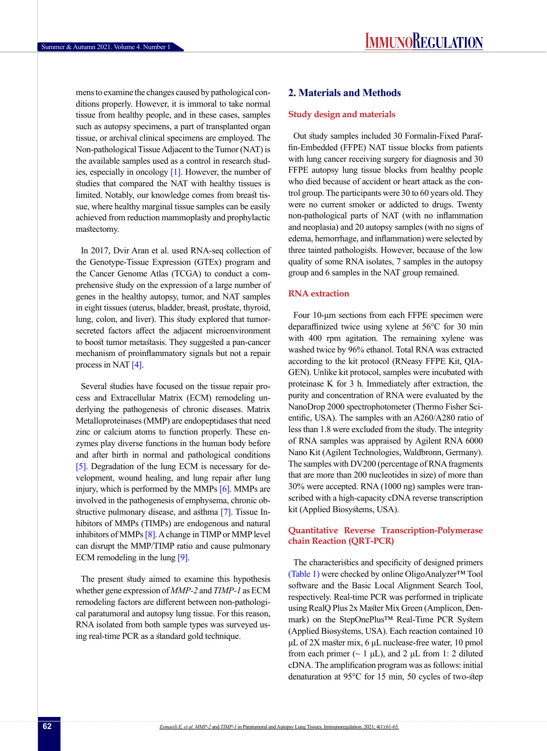mens to examine the changes caused by pathological conditions properly. However, it is immoral to take normal tissue from healthy people, and in these cases, samples such as autopsy specimens, a part of transplanted organ tissue, or archival clinical specimens are employed. The Non-pathological Tissue Adjacent to the Tumor (NAT) is the available samples used as a control in research studies, especially in oncology [1]. However, the number of studies that compared the NAT with healthy tissues is limited. Notably, our knowledge comes from breast tissue, where healthy marginal tissue samples can be easily achieved from reduction mammoplasty and prophylactic mastectomy.

In 2017, Dvir Aran et al. used RNA-seq collection of the Genotype-Tissue Expression (GTEx) program and the Cancer Genome Atlas (TCGA) to conduct a comprehensive study on the expression of a large number of genes in the healthy autopsy, tumor, and NAT samples in eight tissues (uterus, bladder, breast, prostate, thyroid, lung, colon, and liver). This study explored that tumor-secreted factors affect the adjacent microenvironment to boost tumor metastasis. They suggested a pan-cancer mechanism of proinflammatory signals but not a repair process in NAT [4].

Several studies have focused on the tissue repair process and Extracellular Matrix (ECM) remodeling underlying the pathogenesis of chronic diseases. Matrix Metalloproteinases (MMP) are endopeptidases that need zinc or calcium atoms to function properly. These enzymes play diverse functions in the human body before and after birth in normal and pathological conditions [5]. Degradation of the lung ECM is necessary for development, wound healing, and lung repair after lung injury, which is performed by the MMPs [6]. MMPs are involved in the pathogenesis of emphysema, chronic obstructive pulmonary disease, and asthma [7]. Tissue Inhibitors of MMPs (TIMPs) are endogenous and natural inhibitors of MMPs [8]. A change in TIMP or MMP level can disrupt the MMP/TIMP ratio and cause pulmonary ECM remodeling in the lung [9].

The present study aimed to examine this hypothesis whether gene expression of *MMP-2* and *TIMP-1* as ECM remodeling factors are different between non-pathological paratumoral and autopsy lung tissue. For this reason, RNA isolated from both sample types was surveyed using real-time PCR as a standard gold technique.

## 2. Materials and Methods

### Study design and materials

Out study samples included 30 Formalin-Fixed Paraffin-Embedded (FFPE) NAT tissue blocks from patients with lung cancer receiving surgery for diagnosis and 30 FFPE autopsy lung tissue blocks from healthy people who died because of accident or heart attack as the control group. The participants were 30 to 60 years old. They were no current smoker or addicted to drugs. Twenty non-pathological parts of NAT (with no inflammation and neoplasia) and 20 autopsy samples (with no signs of edema, hemorrhage, and inflammation) were selected by three tainted pathologists. However, because of the low quality of some RNA isolates, 7 samples in the autopsy group and 6 samples in the NAT group remained.

### RNA extraction

Four 10-μm sections from each FFPE specimen were deparaffinized twice using xylene at 56°C for 30 min with 400 rpm agitation. The remaining xylene was washed twice by 96% ethanol. Total RNA was extracted according to the kit protocol (RNeasy FFPE Kit, QIAGEN). Unlike kit protocol, samples were incubated with proteinase K for 3 h. Immediately after extraction, the purity and concentration of RNA were evaluated by the NanoDrop 2000 spectrophotometer (Thermo Fisher Scientific, USA). The samples with an A260/A280 ratio of less than 1.8 were excluded from the study. The integrity of RNA samples was appraised by Agilent RNA 6000 Nano Kit (Agilent Technologies, Waldbronn, Germany). The samples with DV200 (percentage of RNA fragments that are more than 200 nucleotides in size) of more than 30% were accepted. RNA (1000 ng) samples were transcribed with a high-capacity cDNA reverse transcription kit (Applied Biosystems, USA).

### Quantitative Reverse Transcription-Polymerase chain Reaction (QRT-PCR)

The characteristics and specificity of designed primers (Table 1) were checked by online OligoAnalyzer™ Tool software and the Basic Local Alignment Search Tool, respectively. Real-time PCR was performed in triplicate using RealQ Plus 2x Master Mix Green (Amplicon, Denmark) on the StepOnePlus™ Real-Time PCR System (Applied Biosystems, USA). Each reaction contained 10 µL of 2X master mix, 6 µL nuclease-free water, 10 pmol from each primer (~ 1 µL), and 2 µL from 1: 2 diluted cDNA. The amplification program was as follows: initial denaturation at 95°C for 15 min, 50 cycles of two-step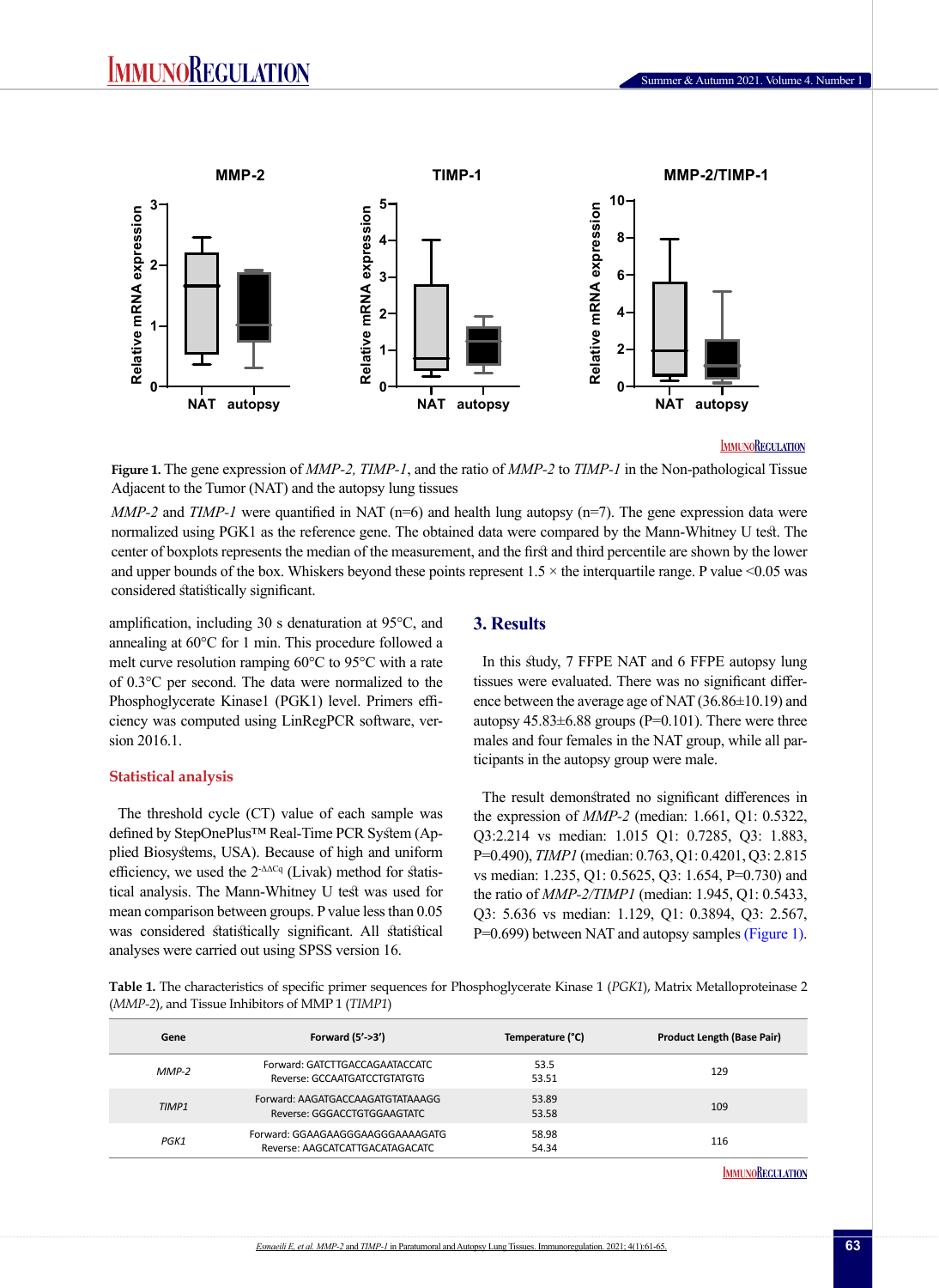**Figure 1.** The gene expression of *MMP-2, TIMP-1*, and the ratio of *MMP-2* to *TIMP-1* in the Non-pathological Tissue Adjacent to the Tumor (NAT) and the autopsy lung tissues

*MMP-2* and *TIMP-1* were quantified in NAT (n=6) and health lung autopsy (n=7). The gene expression data were normalized using PGK1 as the reference gene. The obtained data were compared by the Mann-Whitney U test. The center of boxplots represents the median of the measurement, and the first and third percentile are shown by the lower and upper bounds of the box. Whiskers beyond these points represent 1.5 × the interquartile range. P value <0.05 was considered statistically significant.

amplification, including 30 s denaturation at 95°C, and annealing at 60°C for 1 min. This procedure followed a melt curve resolution ramping 60°C to 95°C with a rate of 0.3°C per second. The data were normalized to the Phosphoglycerate Kinase1 (PGK1) level. Primers efficiency was computed using LinRegPCR software, version 2016.1.

### Statistical analysis

The threshold cycle (CT) value of each sample was defined by StepOnePlus™ Real-Time PCR System (Applied Biosystems, USA). Because of high and uniform efficiency, we used the $2^{-\Delta\Delta Cq}$ (Livak) method for statistical analysis. The Mann-Whitney U test was used for mean comparison between groups. P value less than 0.05 was considered statistically significant. All statistical analyses were carried out using SPSS version 16.

## 3. Results

In this study, 7 FFPE NAT and 6 FFPE autopsy lung tissues were evaluated. There was no significant difference between the average age of NAT (36.86±10.19) and autopsy 45.83±6.88 groups (P=0.101). There were three males and four females in the NAT group, while all participants in the autopsy group were male.

The result demonstrated no significant differences in the expression of *MMP-2* (median: 1.661, Q1: 0.5322, Q3:2.214 vs median: 1.015 Q1: 0.7285, Q3: 1.883, P=0.490), *TIMP1* (median: 0.763, Q1: 0.4201, Q3: 2.815 vs median: 1.235, Q1: 0.5625, Q3: 1.654, P=0.730) and the ratio of *MMP-2/TIMP1* (median: 1.945, Q1: 0.5433, Q3: 5.636 vs median: 1.129, Q1: 0.3894, Q3: 2.567, P=0.699) between NAT and autopsy samples (Figure 1).

**Table 1.** The characteristics of specific primer sequences for Phosphoglycerate Kinase 1 (*PGK1*), Matrix Metalloproteinase 2 (*MMP-2*), and Tissue Inhibitors of MMP 1 (*TIMP1*)

| Gene | Forward (5'->3') | Temperature (°C) | Product Length (Base Pair) |
|---|---|---|---|
| *MMP-2* | Forward: GATCTTGACCAGAATACCATC<br>Reverse: GCCAATGATCCTGTATGTG | 53.5<br>53.51 | 129 |
| *TIMP1* | Forward: AAGATGACCAAGATGTATAAAGG<br>Reverse: GGGACCTGTGGAAGTATC | 53.89<br>53.58 | 109 |
| *PGK1* | Forward: GGAAGAAGGGAAGGGAAAAGATG<br>Reverse: AAGCATCATTGACATAGACATC | 58.98<br>54.34 | 116 |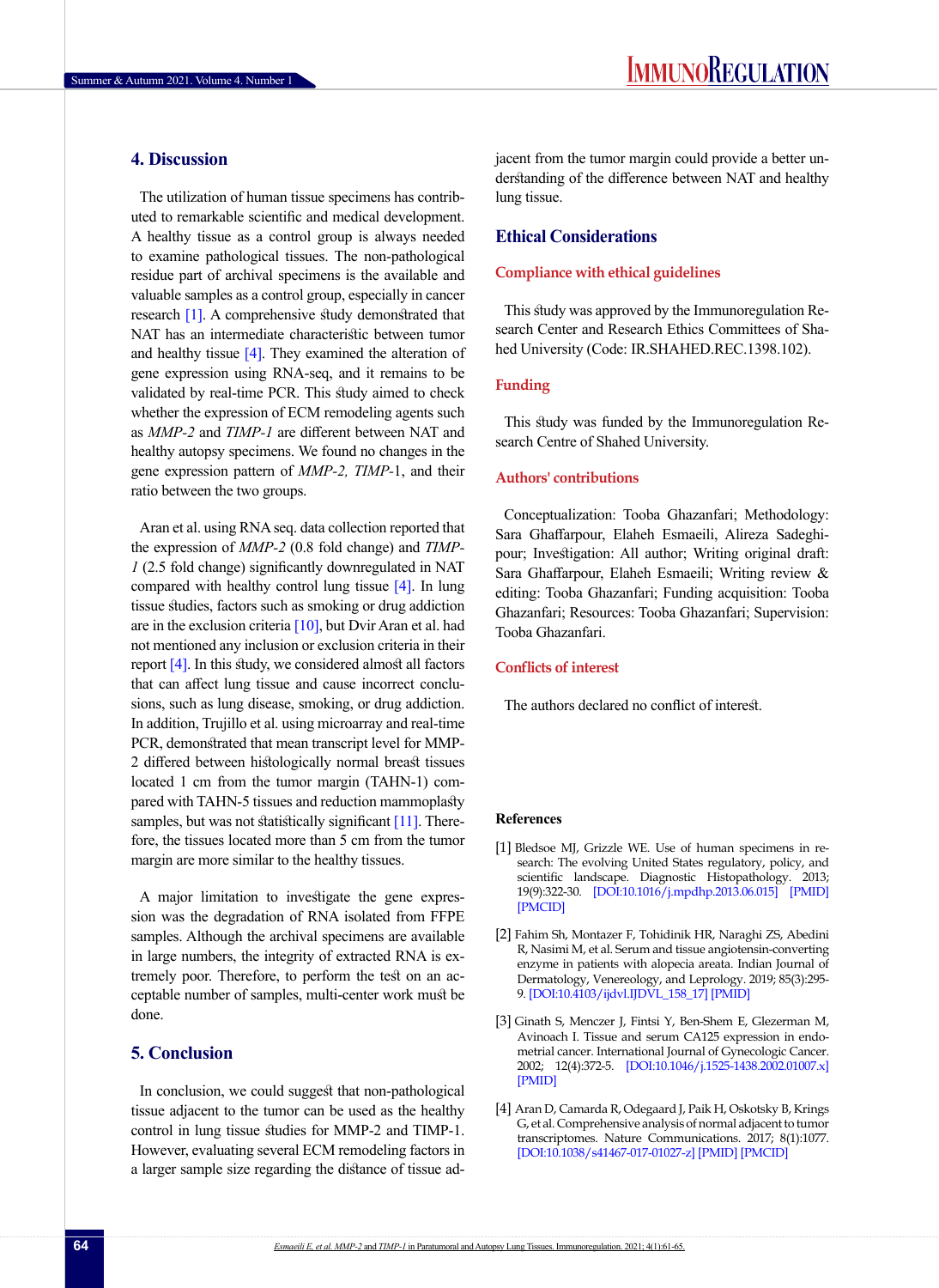## 4. Discussion

The utilization of human tissue specimens has contributed to remarkable scientific and medical development. A healthy tissue as a control group is always needed to examine pathological tissues. The non-pathological residue part of archival specimens is the available and valuable samples as a control group, especially in cancer research [1]. A comprehensive study demonstrated that NAT has an intermediate characteristic between tumor and healthy tissue [4]. They examined the alteration of gene expression using RNA-seq, and it remains to be validated by real-time PCR. This study aimed to check whether the expression of ECM remodeling agents such as *MMP-2* and *TIMP-1* are different between NAT and healthy autopsy specimens. We found no changes in the gene expression pattern of *MMP-2, TIMP*-1, and their ratio between the two groups.

Aran et al. using RNA seq. data collection reported that the expression of *MMP-2* (0.8 fold change) and *TIMP-1* (2.5 fold change) significantly downregulated in NAT compared with healthy control lung tissue [4]. In lung tissue studies, factors such as smoking or drug addiction are in the exclusion criteria [10], but Dvir Aran et al. had not mentioned any inclusion or exclusion criteria in their report [4]. In this study, we considered almost all factors that can affect lung tissue and cause incorrect conclusions, such as lung disease, smoking, or drug addiction. In addition, Trujillo et al. using microarray and real-time PCR, demonstrated that mean transcript level for MMP-2 differed between histologically normal breast tissues located 1 cm from the tumor margin (TAHN-1) compared with TAHN-5 tissues and reduction mammoplasty samples, but was not statistically significant [11]. Therefore, the tissues located more than 5 cm from the tumor margin are more similar to the healthy tissues.

A major limitation to investigate the gene expression was the degradation of RNA isolated from FFPE samples. Although the archival specimens are available in large numbers, the integrity of extracted RNA is extremely poor. Therefore, to perform the test on an acceptable number of samples, multi-center work must be done.

## 5. Conclusion

In conclusion, we could suggest that non-pathological tissue adjacent to the tumor can be used as the healthy control in lung tissue studies for MMP-2 and TIMP-1. However, evaluating several ECM remodeling factors in a larger sample size regarding the distance of tissue adjacent from the tumor margin could provide a better understanding of the difference between NAT and healthy lung tissue.

## Ethical Considerations

### Compliance with ethical guidelines

This study was approved by the Immunoregulation Research Center and Research Ethics Committees of Shahed University (Code: IR.SHAHED.REC.1398.102).

### Funding

This study was funded by the Immunoregulation Research Centre of Shahed University.

### Authors' contributions

Conceptualization: Tooba Ghazanfari; Methodology: Sara Ghaffarpour, Elaheh Esmaeili, Alireza Sadeghipour; Investigation: All author; Writing original draft: Sara Ghaffarpour, Elaheh Esmaeili; Writing review & editing: Tooba Ghazanfari; Funding acquisition: Tooba Ghazanfari; Resources: Tooba Ghazanfari; Supervision: Tooba Ghazanfari.

### Conflicts of interest

The authors declared no conflict of interest.

## References

[1] Bledsoe MJ, Grizzle WE. Use of human specimens in research: The evolving United States regulatory, policy, and scientific landscape. Diagnostic Histopathology. 2013; 19(9):322-30. [DOI:10.1016/j.mpdhp.2013.06.015] [PMID] [PMCID]

[2] Fahim Sh, Montazer F, Tohidinik HR, Naraghi ZS, Abedini R, Nasimi M, et al. Serum and tissue angiotensin-converting enzyme in patients with alopecia areata. Indian Journal of Dermatology, Venereology, and Leprology. 2019; 85(3):295-9. [DOI:10.4103/ijdvl.IJDVL_158_17] [PMID]

[3] Ginath S, Menczer J, Fintsi Y, Ben-Shem E, Glezerman M, Avinoach I. Tissue and serum CA125 expression in endometrial cancer. International Journal of Gynecologic Cancer. 2002; 12(4):372-5. [DOI:10.1046/j.1525-1438.2002.01007.x] [PMID]

[4] Aran D, Camarda R, Odegaard J, Paik H, Oskotsky B, Krings G, et al. Comprehensive analysis of normal adjacent to tumor transcriptomes. Nature Communications. 2017; 8(1):1077. [DOI:10.1038/s41467-017-01027-z] [PMID] [PMCID]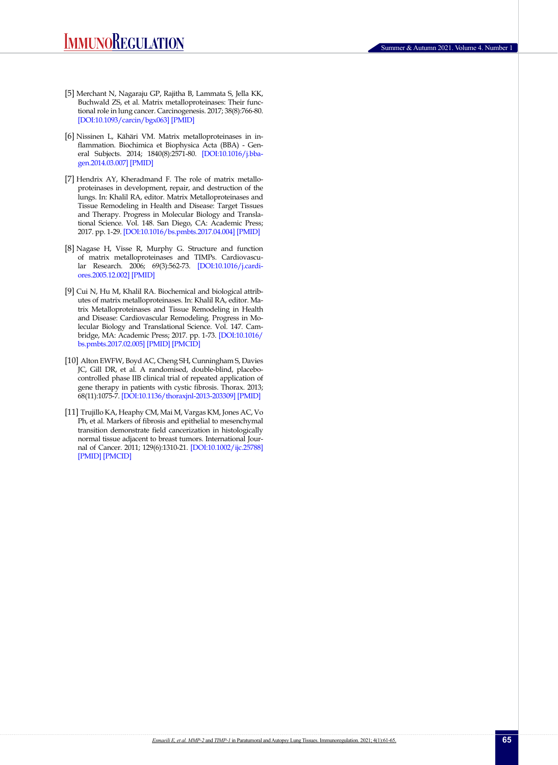[5] Merchant N, Nagaraju GP, Rajitha B, Lammata S, Jella KK, Buchwald ZS, et al. Matrix metalloproteinases: Their functional role in lung cancer. Carcinogenesis. 2017; 38(8):766-80. [DOI:10.1093/carcin/bgx063] [PMID]

[6] Nissinen L, Kähäri VM. Matrix metalloproteinases in inflammation. Biochimica et Biophysica Acta (BBA) - General Subjects. 2014; 1840(8):2571-80. [DOI:10.1016/j.bbagen.2014.03.007] [PMID]

[7] Hendrix AY, Kheradmand F. The role of matrix metalloproteinases in development, repair, and destruction of the lungs. In: Khalil RA, editor. Matrix Metalloproteinases and Tissue Remodeling in Health and Disease: Target Tissues and Therapy. Progress in Molecular Biology and Translational Science. Vol. 148. San Diego, CA: Academic Press; 2017. pp. 1-29. [DOI:10.1016/bs.pmbts.2017.04.004] [PMID]

[8] Nagase H, Visse R, Murphy G. Structure and function of matrix metalloproteinases and TIMPs. Cardiovascular Research. 2006; 69(3):562-73. [DOI:10.1016/j.cardiores.2005.12.002] [PMID]

[9] Cui N, Hu M, Khalil RA. Biochemical and biological attributes of matrix metalloproteinases. In: Khalil RA, editor. Matrix Metalloproteinases and Tissue Remodeling in Health and Disease: Cardiovascular Remodeling. Progress in Molecular Biology and Translational Science. Vol. 147. Cambridge, MA: Academic Press; 2017. pp. 1-73. [DOI:10.1016/bs.pmbts.2017.02.005] [PMID] [PMCID]

[10] Alton EWFW, Boyd AC, Cheng SH, Cunningham S, Davies JC, Gill DR, et al. A randomised, double-blind, placebo-controlled phase IIB clinical trial of repeated application of gene therapy in patients with cystic fibrosis. Thorax. 2013; 68(11):1075-7. [DOI:10.1136/thoraxjnl-2013-203309] [PMID]

[11] Trujillo KA, Heaphy CM, Mai M, Vargas KM, Jones AC, Vo Ph, et al. Markers of fibrosis and epithelial to mesenchymal transition demonstrate field cancerization in histologically normal tissue adjacent to breast tumors. International Journal of Cancer. 2011; 129(6):1310-21. [DOI:10.1002/ijc.25788] [PMID] [PMCID]